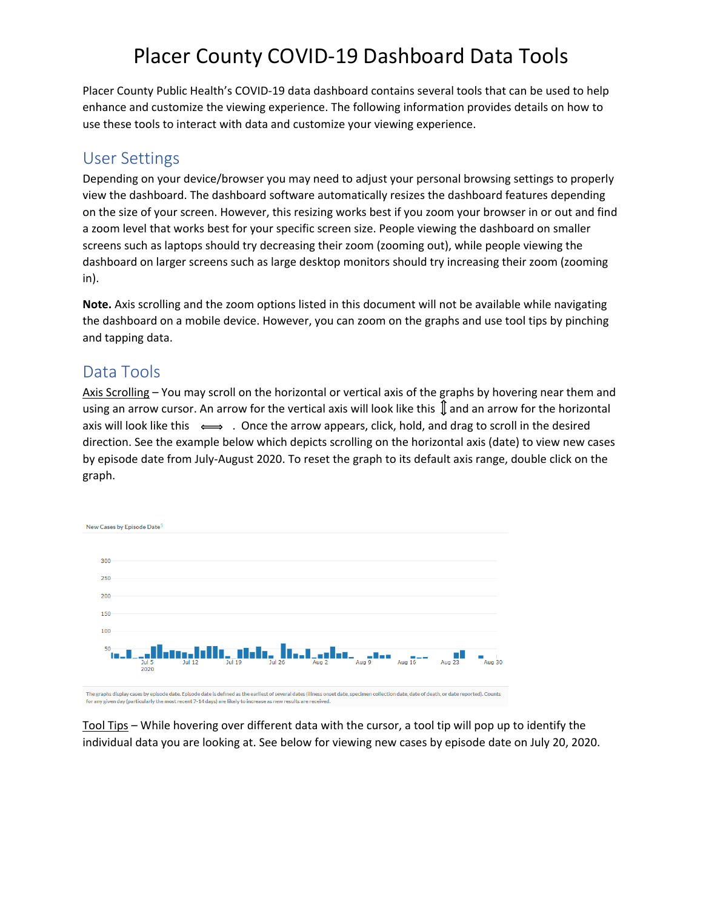# Placer County COVID-19 Dashboard Data Tools

Placer County Public Health's COVID-19 data dashboard contains several tools that can be used to help enhance and customize the viewing experience. The following information provides details on how to use these tools to interact with data and customize your viewing experience.

## User Settings

Depending on your device/browser you may need to adjust your personal browsing settings to properly view the dashboard. The dashboard software automatically resizes the dashboard features depending on the size of your screen. However, this resizing works best if you zoom your browser in or out and find a zoom level that works best for your specific screen size. People viewing the dashboard on smaller screens such as laptops should try decreasing their zoom (zooming out), while people viewing the dashboard on larger screens such as large desktop monitors should try increasing their zoom (zooming in).

**Note.** Axis scrolling and the zoom options listed in this document will not be available while navigating the dashboard on a mobile device. However, you can zoom on the graphs and use tool tips by pinching and tapping data.

## Data Tools

Axis Scrolling – You may scroll on the horizontal or vertical axis of the graphs by hovering near them and using an arrow cursor. An arrow for the vertical axis will look like this ⇕ and an arrow for the horizontal axis will look like this ⟺ . Once the arrow appears, click, hold, and drag to scroll in the desired direction. See the example below which depicts scrolling on the horizontal axis (date) to view new cases by episode date from July-August 2020. To reset the graph to its default axis range, double click on the graph.

New Cases by Episode Date[5]

The graphs display cases by episode date. Episode date is defined as the earliest of several dates (illness onset date, specimen collection date, date of death, or date reported). Counts for any given day (particularly the most recent 7-14 days) are likely to increase as new results are received.

Tool Tips – While hovering over different data with the cursor, a tool tip will pop up to identify the individual data you are looking at. See below for viewing new cases by episode date on July 20, 2020.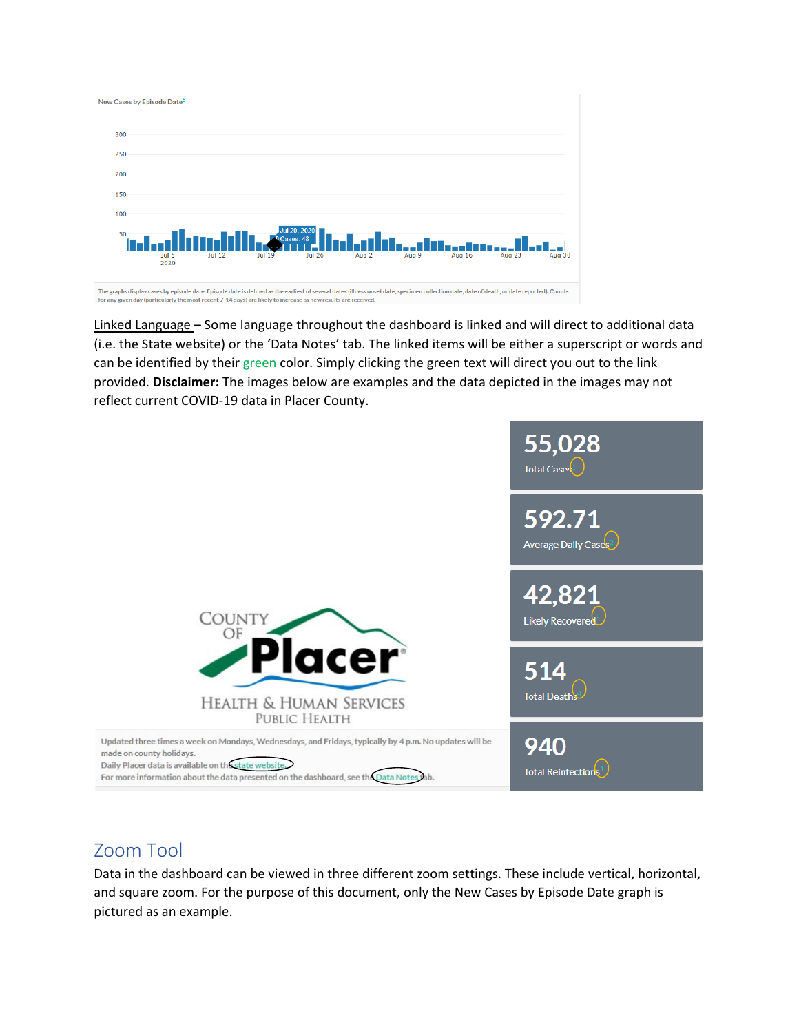New Cases by Episode Date[5]

The graphs display cases by episode date. Episode date is defined as the earliest of several dates (illness onset date, specimen collection date, date of death, or date reported). Counts for any given day (particularly the most recent 7-14 days) are likely to increase as new results are received.

Linked Language – Some language throughout the dashboard is linked and will direct to additional data (i.e. the State website) or the 'Data Notes' tab. The linked items will be either a superscript or words and can be identified by their green color. Simply clicking the green text will direct you out to the link provided. **Disclaimer:** The images below are examples and the data depicted in the images may not reflect current COVID-19 data in Placer County.

55,028 Total Cases

592.71 Average Daily Cases

42,821 Likely Recovered

514 Total Deaths

940 Total Reinfections

Updated three times a week on Mondays, Wednesdays, and Fridays, typically by 4 p.m. No updates will be made on county holidays.
Daily Placer data is available on the state website.
For more information about the data presented on the dashboard, see the Data Notes tab.

## Zoom Tool

Data in the dashboard can be viewed in three different zoom settings. These include vertical, horizontal, and square zoom. For the purpose of this document, only the New Cases by Episode Date graph is pictured as an example.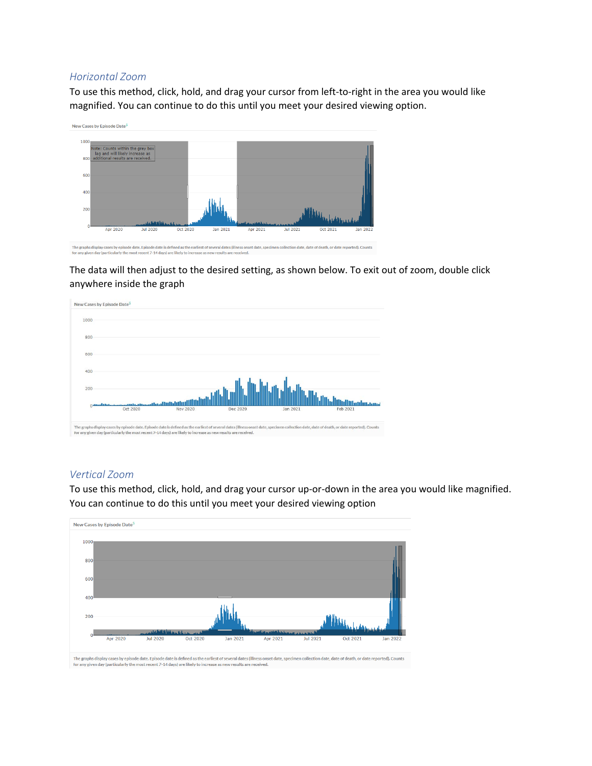### *Horizontal Zoom*

To use this method, click, hold, and drag your cursor from left-to-right in the area you would like magnified. You can continue to do this until you meet your desired viewing option.

The data will then adjust to the desired setting, as shown below. To exit out of zoom, double click anywhere inside the graph

### *Vertical Zoom*

To use this method, click, hold, and drag your cursor up-or-down in the area you would like magnified. You can continue to do this until you meet your desired viewing option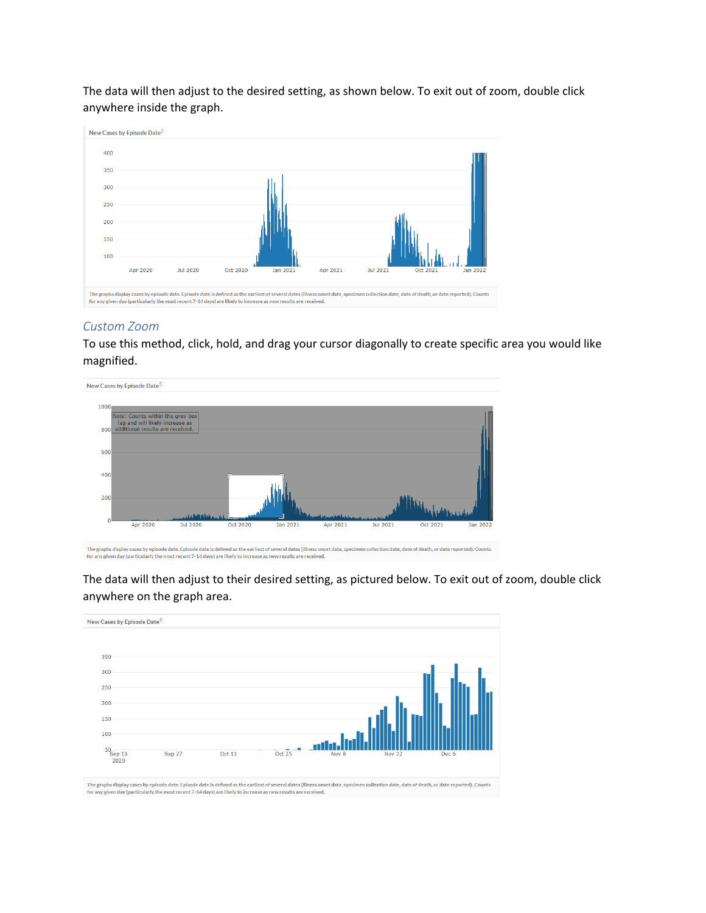The data will then adjust to the desired setting, as shown below. To exit out of zoom, double click anywhere inside the graph.

New Cases by Episode Date[5]

The graphs display cases by episode date. Episode date is defined as the earliest of several dates (illness onset date, specimen collection date, date of death, or date reported). Counts for any given day (particularly the most recent 7-14 days) are likely to increase as new results are received.

### *Custom Zoom*

To use this method, click, hold, and drag your cursor diagonally to create specific area you would like magnified.

New Cases by Episode Date[5]

Note: Counts within the grey box lag and will likely increase as additional results are received.

The graphs display cases by episode date. Episode date is defined as the earliest of several dates (illness onset date, specimen collection date, date of death, or date reported). Counts for any given day (particularly the most recent 7-14 days) are likely to increase as new results are received.

The data will then adjust to their desired setting, as pictured below. To exit out of zoom, double click anywhere on the graph area.

New Cases by Episode Date[5]

The graphs display cases by episode date. Episode date is defined as the earliest of several dates (illness onset date, specimen collection date, date of death, or date reported). Counts for any given day (particularly the most recent 7-14 days) are likely to increase as new results are received.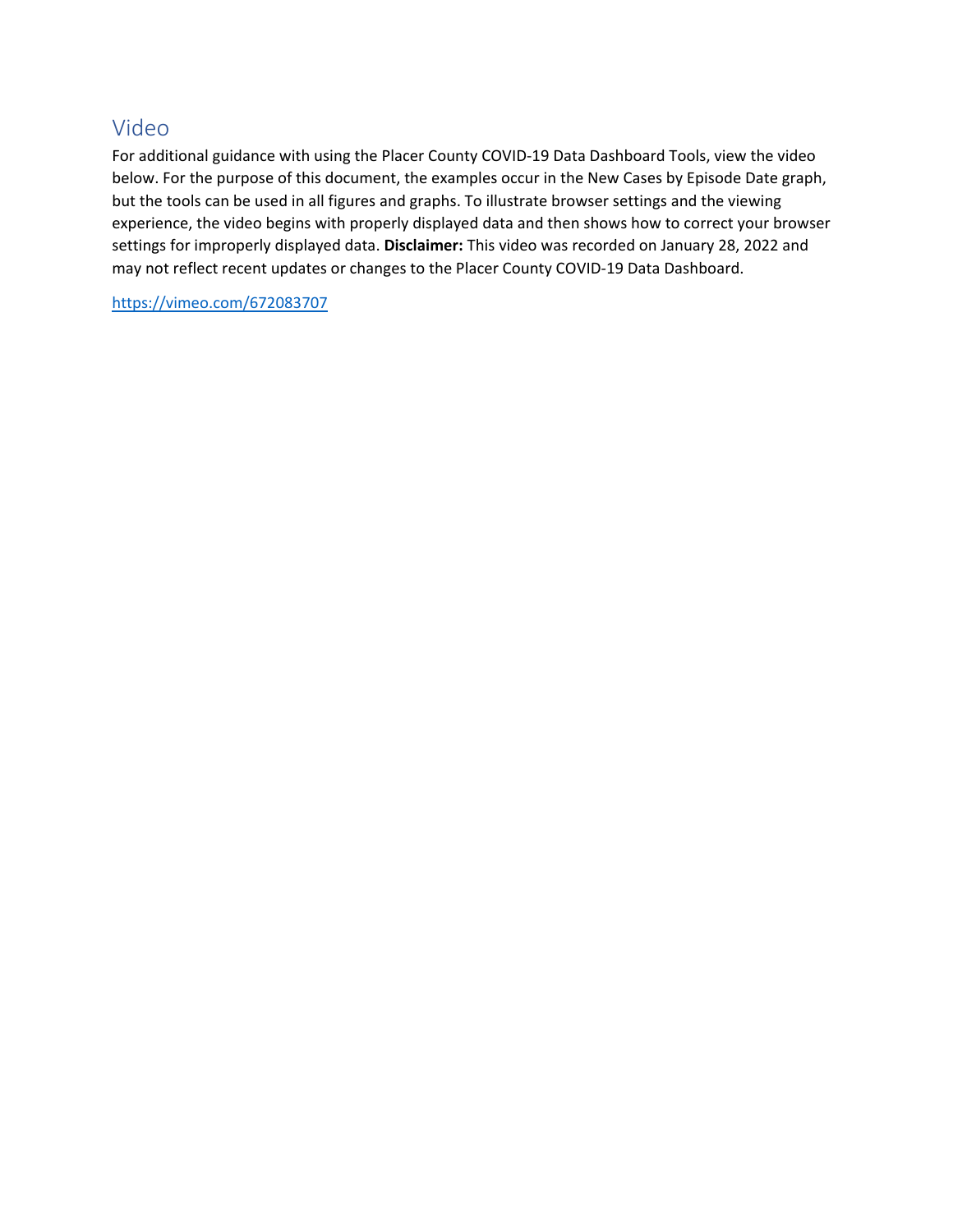## Video

For additional guidance with using the Placer County COVID-19 Data Dashboard Tools, view the video below. For the purpose of this document, the examples occur in the New Cases by Episode Date graph, but the tools can be used in all figures and graphs. To illustrate browser settings and the viewing experience, the video begins with properly displayed data and then shows how to correct your browser settings for improperly displayed data. **Disclaimer:** This video was recorded on January 28, 2022 and may not reflect recent updates or changes to the Placer County COVID-19 Data Dashboard.

https://vimeo.com/672083707